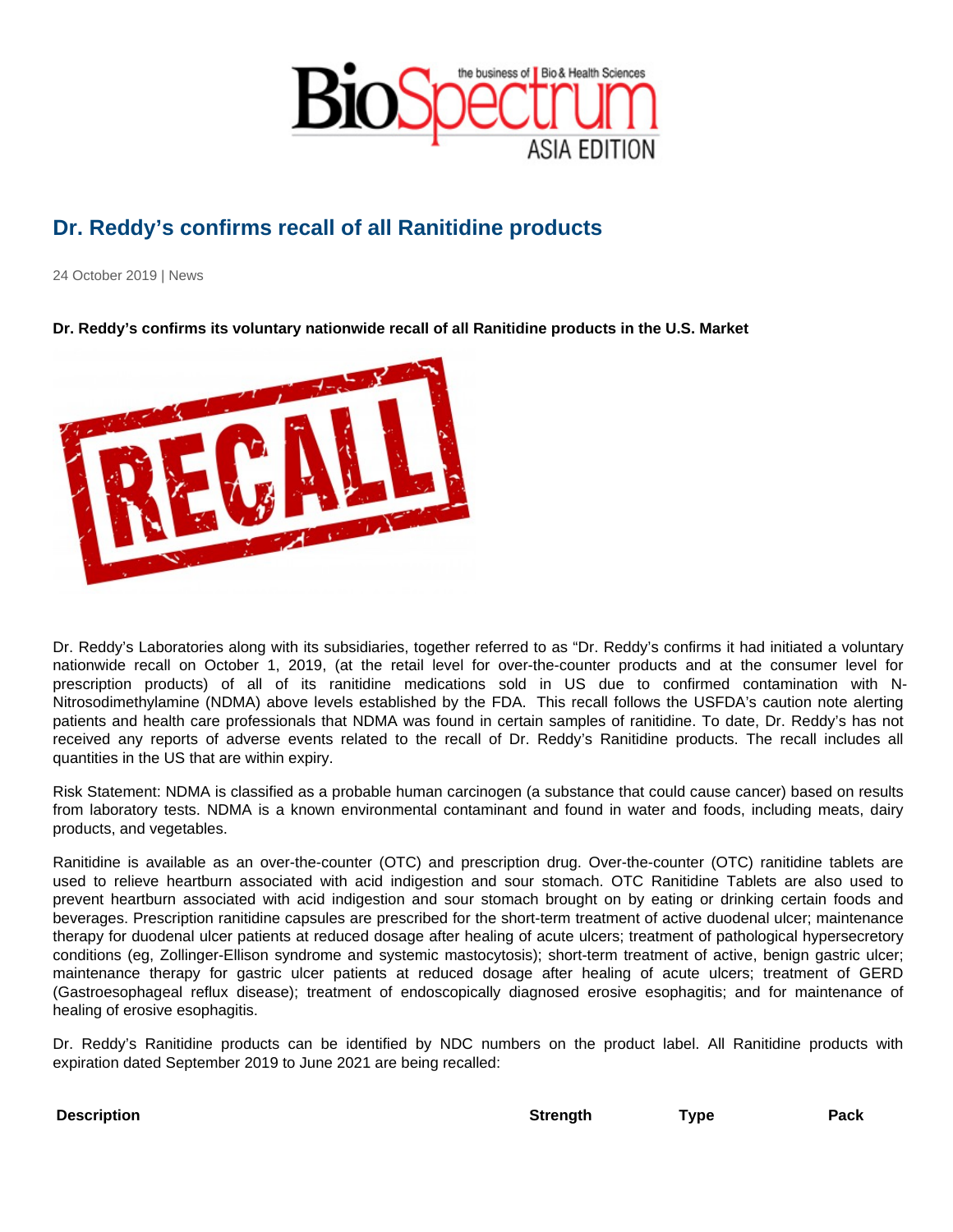# Dr. Reddy's confirms recall of all Ranitidine products

24 October 2019 | News

**Dr. Reddy's confirms its voluntary nationwide recall of all Ranitidine products in the U.S. Market**

Dr. Reddy's Laboratories along with its subsidiaries, together referred to as "Dr. Reddy's confirms it had initiated a voluntary nationwide recall on October 1, 2019, (at the retail level for over-the-counter products and at the consumer level for prescription products) of all of its ranitidine medications sold in US due to confirmed contamination with N-Nitrosodimethylamine (NDMA) above levels established by the FDA. This recall follows the USFDA's caution note alerting patients and health care professionals that NDMA was found in certain samples of ranitidine. To date, Dr. Reddy's has not received any reports of adverse events related to the recall of Dr. Reddy's Ranitidine products. The recall includes all quantities in the US that are within expiry.

Risk Statement: NDMA is classified as a probable human carcinogen (a substance that could cause cancer) based on results from laboratory tests. NDMA is a known environmental contaminant and found in water and foods, including meats, dairy products, and vegetables.

Ranitidine is available as an over-the-counter (OTC) and prescription drug. Over-the-counter (OTC) ranitidine tablets are used to relieve heartburn associated with acid indigestion and sour stomach. OTC Ranitidine Tablets are also used to prevent heartburn associated with acid indigestion and sour stomach brought on by eating or drinking certain foods and beverages. Prescription ranitidine capsules are prescribed for the short-term treatment of active duodenal ulcer; maintenance therapy for duodenal ulcer patients at reduced dosage after healing of acute ulcers; treatment of pathological hypersecretory conditions (eg, Zollinger-Ellison syndrome and systemic mastocytosis); short-term treatment of active, benign gastric ulcer; maintenance therapy for gastric ulcer patients at reduced dosage after healing of acute ulcers; treatment of GERD (Gastroesophageal reflux disease); treatment of endoscopically diagnosed erosive esophagitis; and for maintenance of healing of erosive esophagitis.

Dr. Reddy's Ranitidine products can be identified by NDC numbers on the product label. All Ranitidine products with expiration dated September 2019 to June 2021 are being recalled:

| Description | Strength | Type | Pack |
| --- | --- | --- | --- |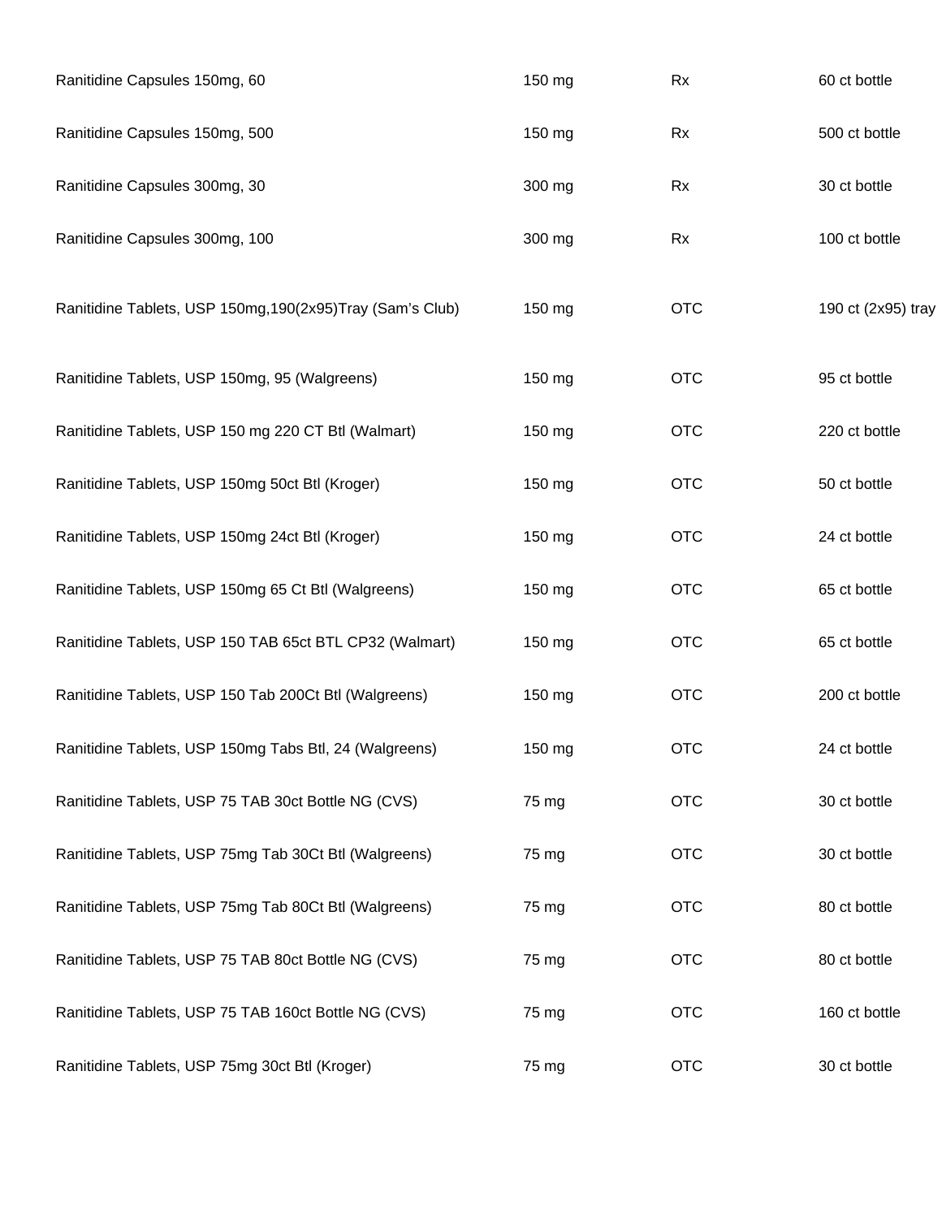| | | | |
|---|---|---|---|
| Ranitidine Capsules 150mg, 60 | 150 mg | Rx | 60 ct bottle |
| Ranitidine Capsules 150mg, 500 | 150 mg | Rx | 500 ct bottle |
| Ranitidine Capsules 300mg, 30 | 300 mg | Rx | 30 ct bottle |
| Ranitidine Capsules 300mg, 100 | 300 mg | Rx | 100 ct bottle |
| Ranitidine Tablets, USP 150mg,190(2x95)Tray (Sam's Club) | 150 mg | OTC | 190 ct (2x95) tray |
| Ranitidine Tablets, USP 150mg, 95 (Walgreens) | 150 mg | OTC | 95 ct bottle |
| Ranitidine Tablets, USP 150 mg 220 CT Btl (Walmart) | 150 mg | OTC | 220 ct bottle |
| Ranitidine Tablets, USP 150mg 50ct Btl (Kroger) | 150 mg | OTC | 50 ct bottle |
| Ranitidine Tablets, USP 150mg 24ct Btl (Kroger) | 150 mg | OTC | 24 ct bottle |
| Ranitidine Tablets, USP 150mg 65 Ct Btl (Walgreens) | 150 mg | OTC | 65 ct bottle |
| Ranitidine Tablets, USP 150 TAB 65ct BTL CP32 (Walmart) | 150 mg | OTC | 65 ct bottle |
| Ranitidine Tablets, USP 150 Tab 200Ct Btl (Walgreens) | 150 mg | OTC | 200 ct bottle |
| Ranitidine Tablets, USP 150mg Tabs Btl, 24 (Walgreens) | 150 mg | OTC | 24 ct bottle |
| Ranitidine Tablets, USP 75 TAB 30ct Bottle NG (CVS) | 75 mg | OTC | 30 ct bottle |
| Ranitidine Tablets, USP 75mg Tab 30Ct Btl (Walgreens) | 75 mg | OTC | 30 ct bottle |
| Ranitidine Tablets, USP 75mg Tab 80Ct Btl (Walgreens) | 75 mg | OTC | 80 ct bottle |
| Ranitidine Tablets, USP 75 TAB 80ct Bottle NG (CVS) | 75 mg | OTC | 80 ct bottle |
| Ranitidine Tablets, USP 75 TAB 160ct Bottle NG (CVS) | 75 mg | OTC | 160 ct bottle |
| Ranitidine Tablets, USP 75mg 30ct Btl (Kroger) | 75 mg | OTC | 30 ct bottle |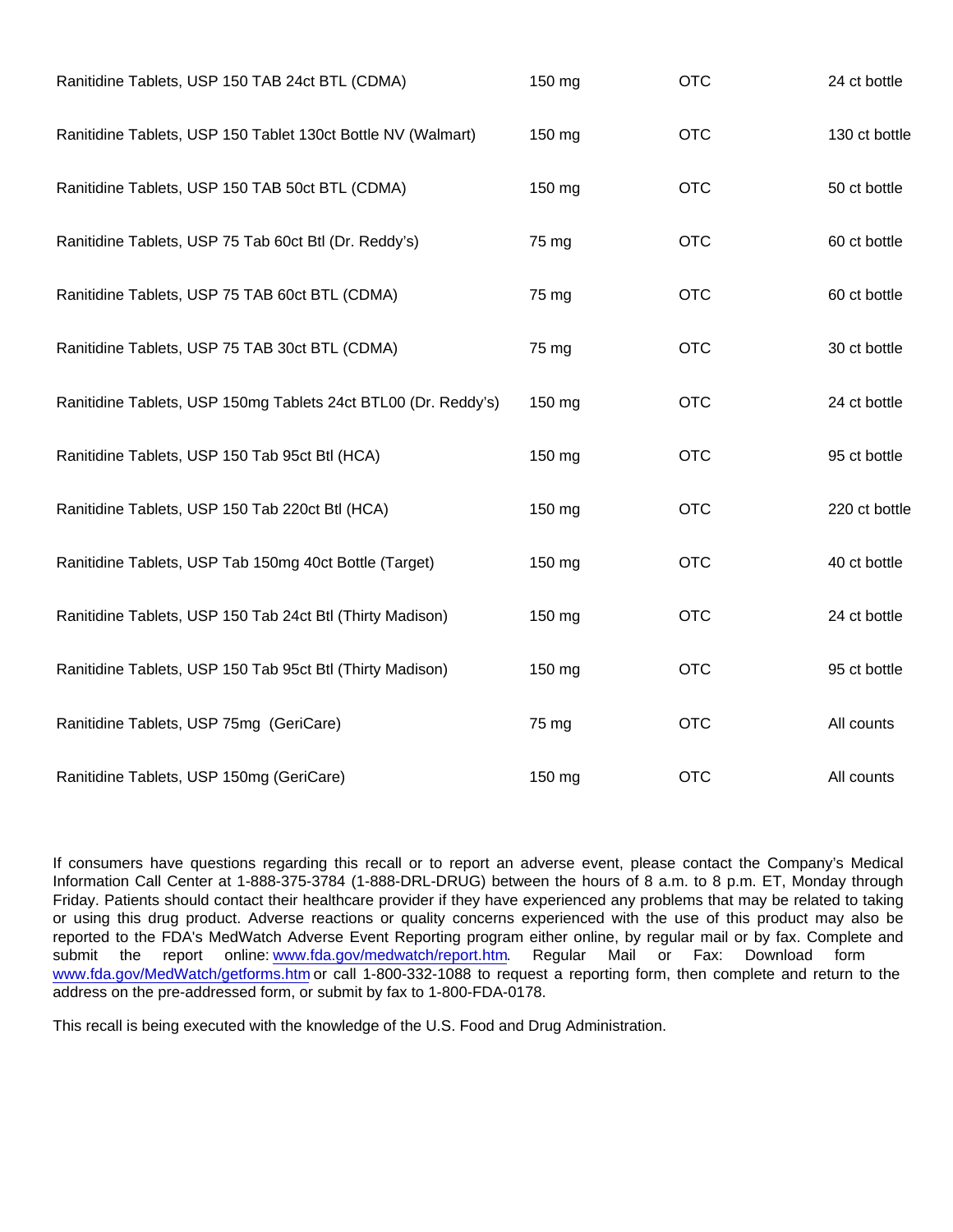| | | | |
|---|---|---|---|
| Ranitidine Tablets, USP 150 TAB 24ct BTL (CDMA) | 150 mg | OTC | 24 ct bottle |
| Ranitidine Tablets, USP 150 Tablet 130ct Bottle NV (Walmart) | 150 mg | OTC | 130 ct bottle |
| Ranitidine Tablets, USP 150 TAB 50ct BTL (CDMA) | 150 mg | OTC | 50 ct bottle |
| Ranitidine Tablets, USP 75 Tab 60ct Btl (Dr. Reddy's) | 75 mg | OTC | 60 ct bottle |
| Ranitidine Tablets, USP 75 TAB 60ct BTL (CDMA) | 75 mg | OTC | 60 ct bottle |
| Ranitidine Tablets, USP 75 TAB 30ct BTL (CDMA) | 75 mg | OTC | 30 ct bottle |
| Ranitidine Tablets, USP 150mg Tablets 24ct BTL00 (Dr. Reddy's) | 150 mg | OTC | 24 ct bottle |
| Ranitidine Tablets, USP 150 Tab 95ct Btl (HCA) | 150 mg | OTC | 95 ct bottle |
| Ranitidine Tablets, USP 150 Tab 220ct Btl (HCA) | 150 mg | OTC | 220 ct bottle |
| Ranitidine Tablets, USP Tab 150mg 40ct Bottle (Target) | 150 mg | OTC | 40 ct bottle |
| Ranitidine Tablets, USP 150 Tab 24ct Btl (Thirty Madison) | 150 mg | OTC | 24 ct bottle |
| Ranitidine Tablets, USP 150 Tab 95ct Btl (Thirty Madison) | 150 mg | OTC | 95 ct bottle |
| Ranitidine Tablets, USP 75mg (GeriCare) | 75 mg | OTC | All counts |
| Ranitidine Tablets, USP 150mg (GeriCare) | 150 mg | OTC | All counts |

If consumers have questions regarding this recall or to report an adverse event, please contact the Company's Medical Information Call Center at 1-888-375-3784 (1-888-DRL-DRUG) between the hours of 8 a.m. to 8 p.m. ET, Monday through Friday. Patients should contact their healthcare provider if they have experienced any problems that may be related to taking or using this drug product. Adverse reactions or quality concerns experienced with the use of this product may also be reported to the FDA's MedWatch Adverse Event Reporting program either online, by regular mail or by fax. Complete and submit the report online: www.fda.gov/medwatch/report.htm. Regular Mail or Fax: Download form www.fda.gov/MedWatch/getforms.htm or call 1-800-332-1088 to request a reporting form, then complete and return to the address on the pre-addressed form, or submit by fax to 1-800-FDA-0178.

This recall is being executed with the knowledge of the U.S. Food and Drug Administration.